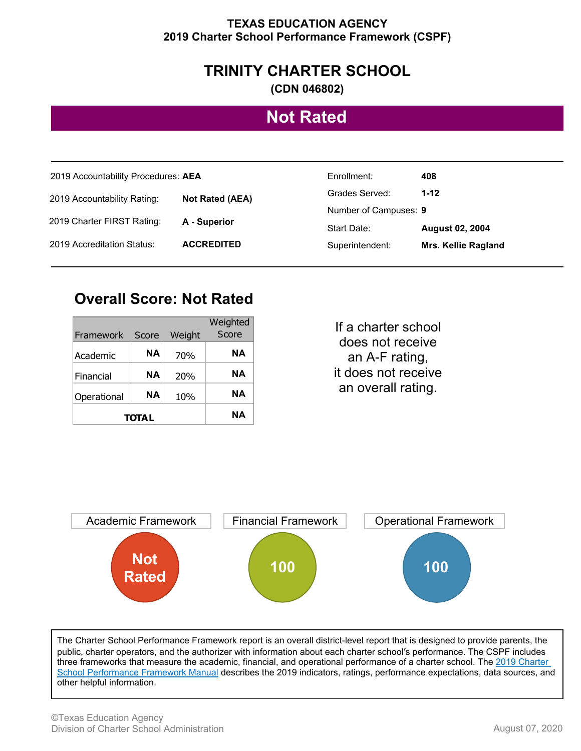TEXAS EDUCATION AGENCY
2019 Charter School Performance Framework (CSPF)

# TRINITY CHARTER SCHOOL

**(CDN 046802)**

## Not Rated

| | |
|---|---|
| 2019 Accountability Procedures: | **AEA** |
| 2019 Accountability Rating: | **Not Rated (AEA)** |
| 2019 Charter FIRST Rating: | **A - Superior** |
| 2019 Accreditation Status: | **ACCREDITED** |

| | |
|---|---|
| Enrollment: | **408** |
| Grades Served: | **1-12** |
| Number of Campuses: | **9** |
| Start Date: | **August 02, 2004** |
| Superintendent: | **Mrs. Kellie Ragland** |

## Overall Score: Not Rated

| Framework | Score | Weight | Weighted Score |
|---|---|---|---|
| Academic | NA | 70% | NA |
| Financial | NA | 20% | NA |
| Operational | NA | 10% | NA |
| **TOTAL** | | | NA |

If a charter school does not receive an A-F rating, it does not receive an overall rating.

| Academic Framework | Financial Framework | Operational Framework |
|---|---|---|
| Not Rated | 100 | 100 |

The Charter School Performance Framework report is an overall district-level report that is designed to provide parents, the public, charter operators, and the authorizer with information about each charter school's performance. The CSPF includes three frameworks that measure the academic, financial, and operational performance of a charter school. The 2019 Charter School Performance Framework Manual describes the 2019 indicators, ratings, performance expectations, data sources, and other helpful information.

©Texas Education Agency
Division of Charter School Administration

August 07, 2020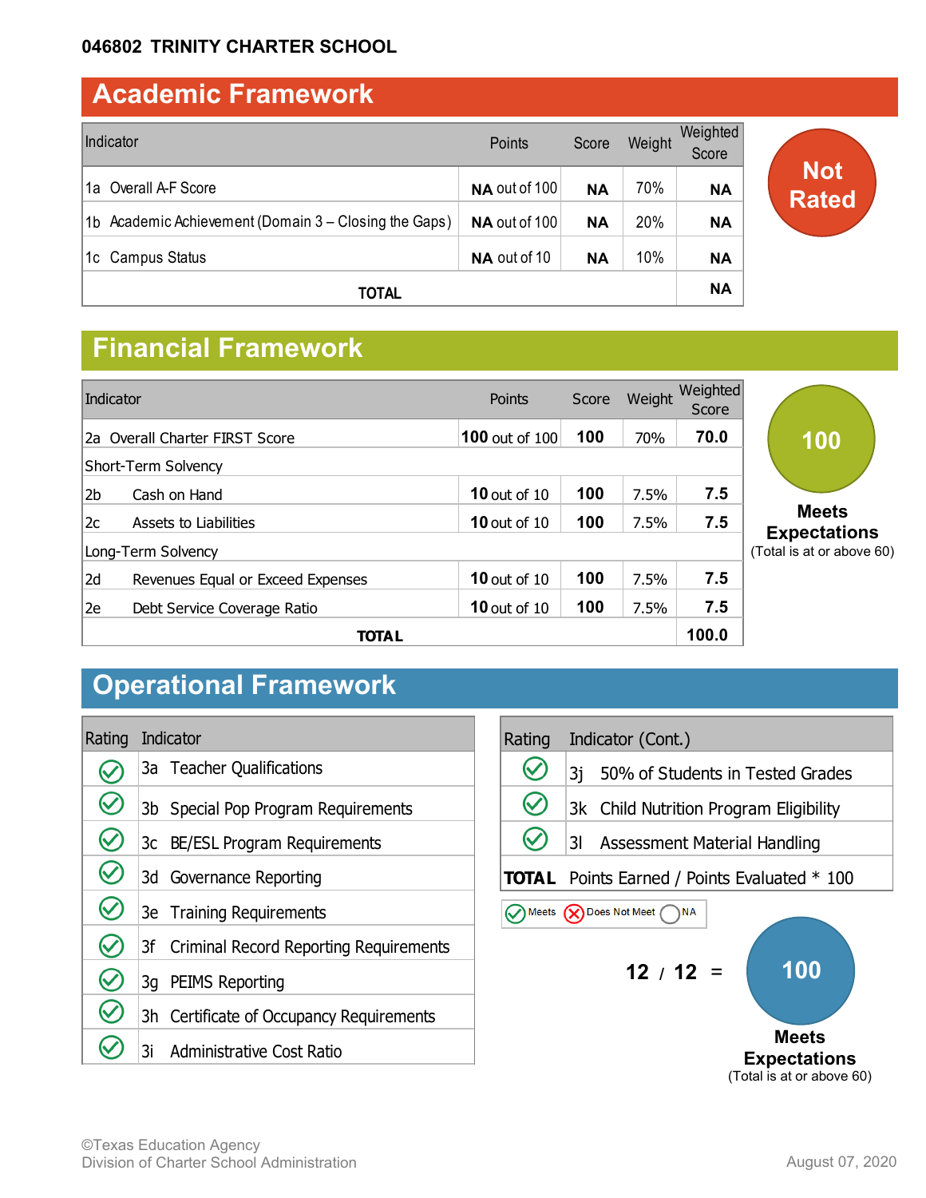**046802 TRINITY CHARTER SCHOOL**

## Academic Framework

| Indicator | Points | Score | Weight | Weighted Score |
|---|---|---|---|---|
| 1a Overall A-F Score | **NA** out of 100 | **NA** | 70% | **NA** |
| 1b Academic Achievement (Domain 3 – Closing the Gaps) | **NA** out of 100 | **NA** | 20% | **NA** |
| 1c Campus Status | **NA** out of 10 | **NA** | 10% | **NA** |
| **TOTAL** | | | | **NA** |

**Not Rated**

## Financial Framework

| Indicator | Points | Score | Weight | Weighted Score |
|---|---|---|---|---|
| 2a Overall Charter FIRST Score | **100** out of 100 | **100** | 70% | **70.0** |
| Short-Term Solvency | | | | |
| 2b Cash on Hand | **10** out of 10 | **100** | 7.5% | **7.5** |
| 2c Assets to Liabilities | **10** out of 10 | **100** | 7.5% | **7.5** |
| Long-Term Solvency | | | | |
| 2d Revenues Equal or Exceed Expenses | **10** out of 10 | **100** | 7.5% | **7.5** |
| 2e Debt Service Coverage Ratio | **10** out of 10 | **100** | 7.5% | **7.5** |
| **TOTAL** | | | | **100.0** |

**100**

**Meets Expectations**
(Total is at or above 60)

## Operational Framework

| Rating | Indicator |
|---|---|
| Meets | 3a Teacher Qualifications |
| Meets | 3b Special Pop Program Requirements |
| Meets | 3c BE/ESL Program Requirements |
| Meets | 3d Governance Reporting |
| Meets | 3e Training Requirements |
| Meets | 3f Criminal Record Reporting Requirements |
| Meets | 3g PEIMS Reporting |
| Meets | 3h Certificate of Occupancy Requirements |
| Meets | 3i Administrative Cost Ratio |

| Rating | Indicator (Cont.) |
|---|---|
| Meets | 3j 50% of Students in Tested Grades |
| Meets | 3k Child Nutrition Program Eligibility |
| Meets | 3l Assessment Material Handling |
| **TOTAL** | Points Earned / Points Evaluated * 100 |

Meets | Does Not Meet | NA

**12 / 12 = 100**

**Meets Expectations**
(Total is at or above 60)

©Texas Education Agency
Division of Charter School Administration

August 07, 2020